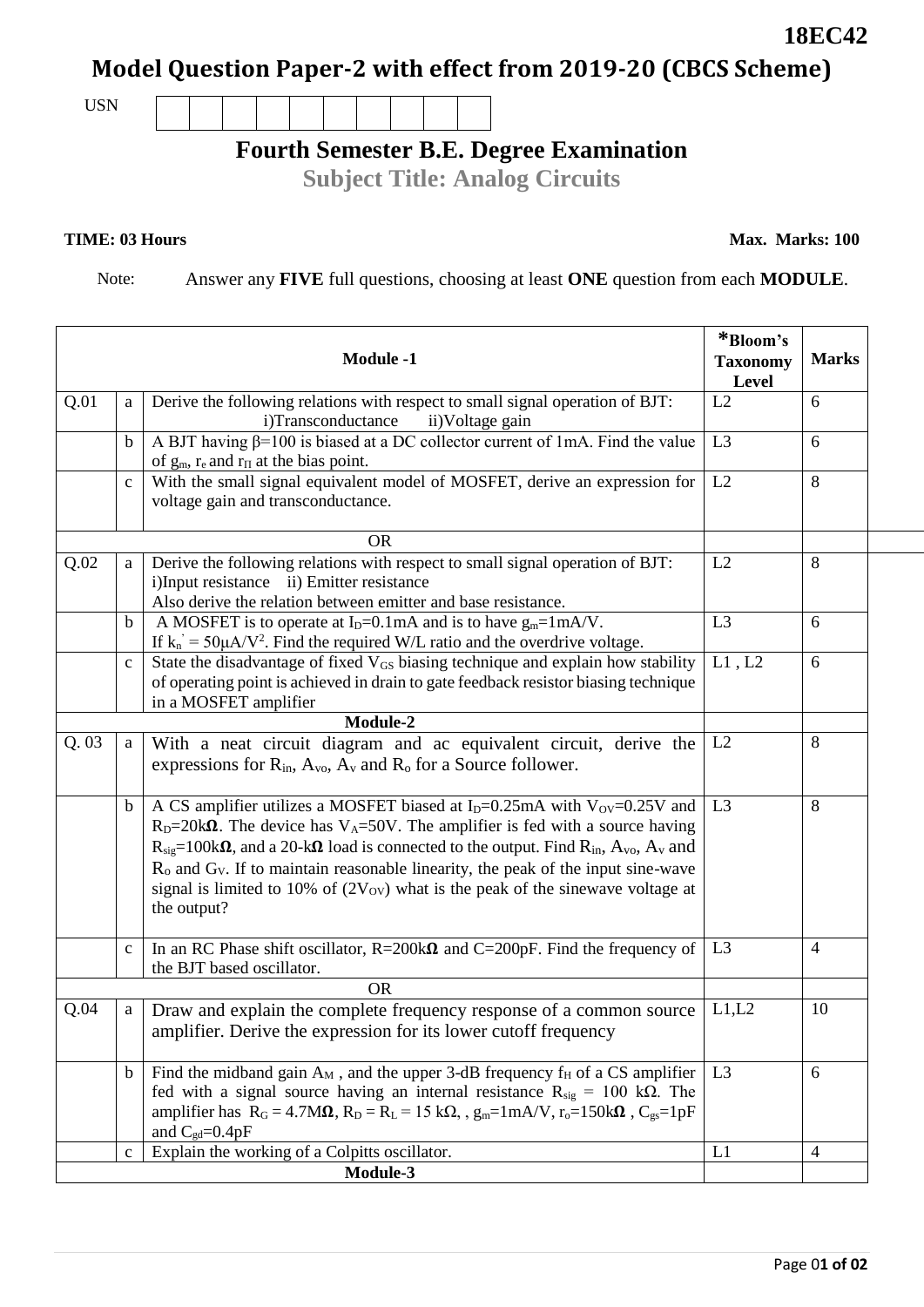**18EC42**

# Model Question Paper-2 with effect from 2019-20 (CBCS Scheme)

USN

## Fourth Semester B.E. Degree Examination

### Subject Title: Analog Circuits

**TIME: 03 Hours** **Max. Marks: 100**

Note: Answer any **FIVE** full questions, choosing at least **ONE** question from each **MODULE**.

| **Module -1** | | | ***Bloom's Taxonomy Level** | **Marks** |
|---|---|---|---|---|
| Q.01 | a | Derive the following relations with respect to small signal operation of BJT: i)Transconductance ii)Voltage gain | L2 | 6 |
| | b | A BJT having β=100 is biased at a DC collector current of 1mA. Find the value of $g_m$, $r_e$ and $r_\Pi$ at the bias point. | L3 | 6 |
| | c | With the small signal equivalent model of MOSFET, derive an expression for voltage gain and transconductance. | L2 | 8 |
| **OR** | | | | |
| Q.02 | a | Derive the following relations with respect to small signal operation of BJT: i)Input resistance ii) Emitter resistance Also derive the relation between emitter and base resistance. | L2 | 8 |
| | b | A MOSFET is to operate at $I_D$=0.1mA and is to have $g_m$=1mA/V. If $k_n' = 50\mu A/V^2$. Find the required W/L ratio and the overdrive voltage. | L3 | 6 |
| | c | State the disadvantage of fixed $V_{GS}$ biasing technique and explain how stability of operating point is achieved in drain to gate feedback resistor biasing technique in a MOSFET amplifier | L1 , L2 | 6 |
| **Module-2** | | | | |
| Q. 03 | a | With a neat circuit diagram and ac equivalent circuit, derive the expressions for $R_{in}$, $A_{vo}$, $A_v$ and $R_o$ for a Source follower. | L2 | 8 |
| | b | A CS amplifier utilizes a MOSFET biased at $I_D$=0.25mA with $V_{OV}$=0.25V and $R_D$=20kΩ. The device has $V_A$=50V. The amplifier is fed with a source having $R_{sig}$=100kΩ, and a 20-kΩ load is connected to the output. Find $R_{in}$, $A_{vo}$, $A_v$ and $R_o$ and $G_V$. If to maintain reasonable linearity, the peak of the input sine-wave signal is limited to 10% of ($2V_{OV}$) what is the peak of the sinewave voltage at the output? | L3 | 8 |
| | c | In an RC Phase shift oscillator, R=200kΩ and C=200pF. Find the frequency of the BJT based oscillator. | L3 | 4 |
| **OR** | | | | |
| Q.04 | a | Draw and explain the complete frequency response of a common source amplifier. Derive the expression for its lower cutoff frequency | L1,L2 | 10 |
| | b | Find the midband gain $A_M$ , and the upper 3-dB frequency $f_H$ of a CS amplifier fed with a signal source having an internal resistance $R_{sig}$ = 100 kΩ. The amplifier has $R_G$ = 4.7MΩ, $R_D$ = $R_L$ = 15 kΩ, , $g_m$=1mA/V, $r_o$=150kΩ , $C_{gs}$=1pF and $C_{gd}$=0.4pF | L3 | 6 |
| | c | Explain the working of a Colpitts oscillator. | L1 | 4 |
| **Module-3** | | | | |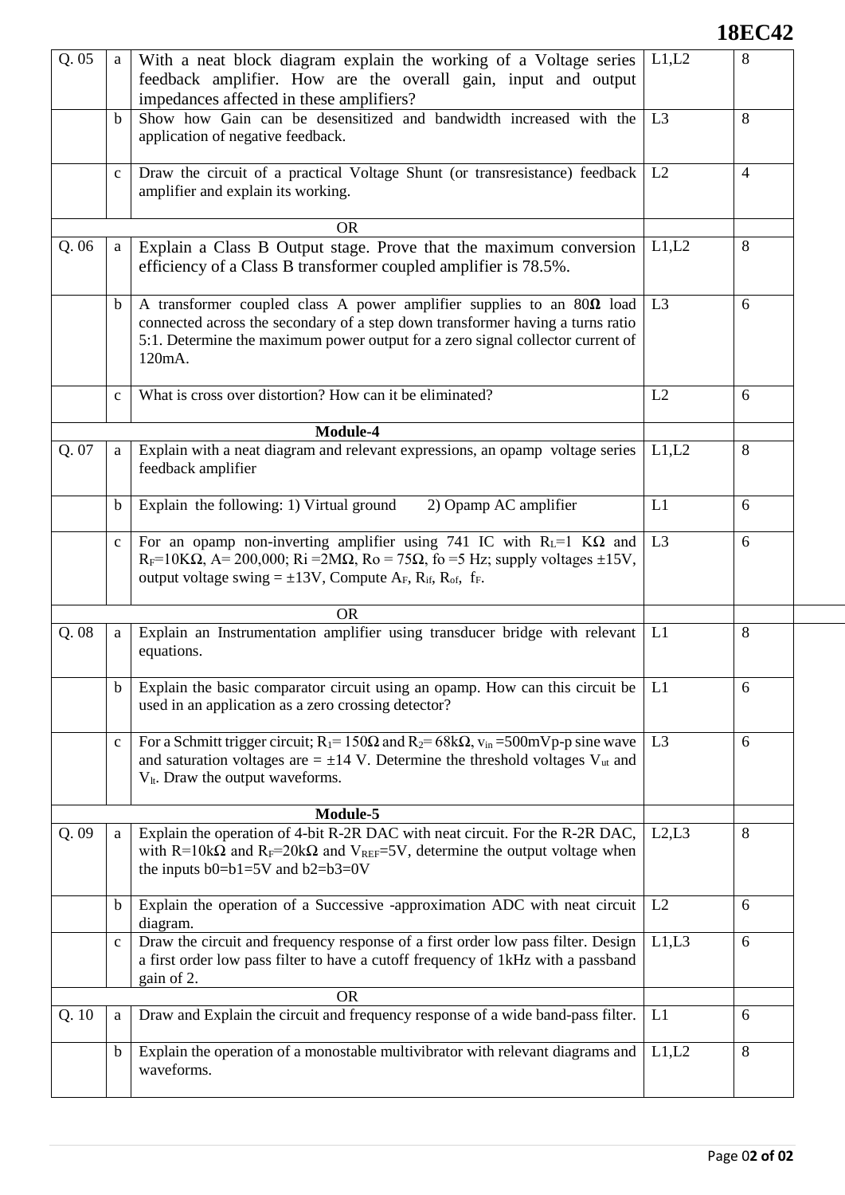| Q. No. | | Question | Level | Marks |
|---|---|---|---|---|
| Q. 05 | a | With a neat block diagram explain the working of a Voltage series feedback amplifier. How are the overall gain, input and output impedances affected in these amplifiers? | L1,L2 | 8 |
| | b | Show how Gain can be desensitized and bandwidth increased with the application of negative feedback. | L3 | 8 |
| | c | Draw the circuit of a practical Voltage Shunt (or transresistance) feedback amplifier and explain its working. | L2 | 4 |
| | | **OR** | | |
| Q. 06 | a | Explain a Class B Output stage. Prove that the maximum conversion efficiency of a Class B transformer coupled amplifier is 78.5%. | L1,L2 | 8 |
| | b | A transformer coupled class A power amplifier supplies to an 80**Ω** load connected across the secondary of a step down transformer having a turns ratio 5:1. Determine the maximum power output for a zero signal collector current of 120mA. | L3 | 6 |
| | c | What is cross over distortion? How can it be eliminated? | L2 | 6 |
| | | **Module-4** | | |
| Q. 07 | a | Explain with a neat diagram and relevant expressions, an opamp voltage series feedback amplifier | L1,L2 | 8 |
| | b | Explain the following: 1) Virtual ground 2) Opamp AC amplifier | L1 | 6 |
| | c | For an opamp non-inverting amplifier using 741 IC with $R_L$=1 KΩ and $R_F$=10KΩ, A= 200,000; Ri =2MΩ, Ro = 75Ω, fo =5 Hz; supply voltages ±15V, output voltage swing = ±13V, Compute $A_F$, $R_{if}$, $R_{of}$, $f_F$. | L3 | 6 |
| | | **OR** | | |
| Q. 08 | a | Explain an Instrumentation amplifier using transducer bridge with relevant equations. | L1 | 8 |
| | b | Explain the basic comparator circuit using an opamp. How can this circuit be used in an application as a zero crossing detector? | L1 | 6 |
| | c | For a Schmitt trigger circuit; $R_1$= 150Ω and $R_2$= 68kΩ, $v_{in}$ =500mVp-p sine wave and saturation voltages are = ±14 V. Determine the threshold voltages $V_{ut}$ and $V_{lt}$. Draw the output waveforms. | L3 | 6 |
| | | **Module-5** | | |
| Q. 09 | a | Explain the operation of 4-bit R-2R DAC with neat circuit. For the R-2R DAC, with R=10kΩ and $R_F$=20kΩ and $V_{REF}$=5V, determine the output voltage when the inputs b0=b1=5V and b2=b3=0V | L2,L3 | 8 |
| | b | Explain the operation of a Successive -approximation ADC with neat circuit diagram. | L2 | 6 |
| | c | Draw the circuit and frequency response of a first order low pass filter. Design a first order low pass filter to have a cutoff frequency of 1kHz with a passband gain of 2. | L1,L3 | 6 |
| | | **OR** | | |
| Q. 10 | a | Draw and Explain the circuit and frequency response of a wide band-pass filter. | L1 | 6 |
| | b | Explain the operation of a monostable multivibrator with relevant diagrams and waveforms. | L1,L2 | 8 |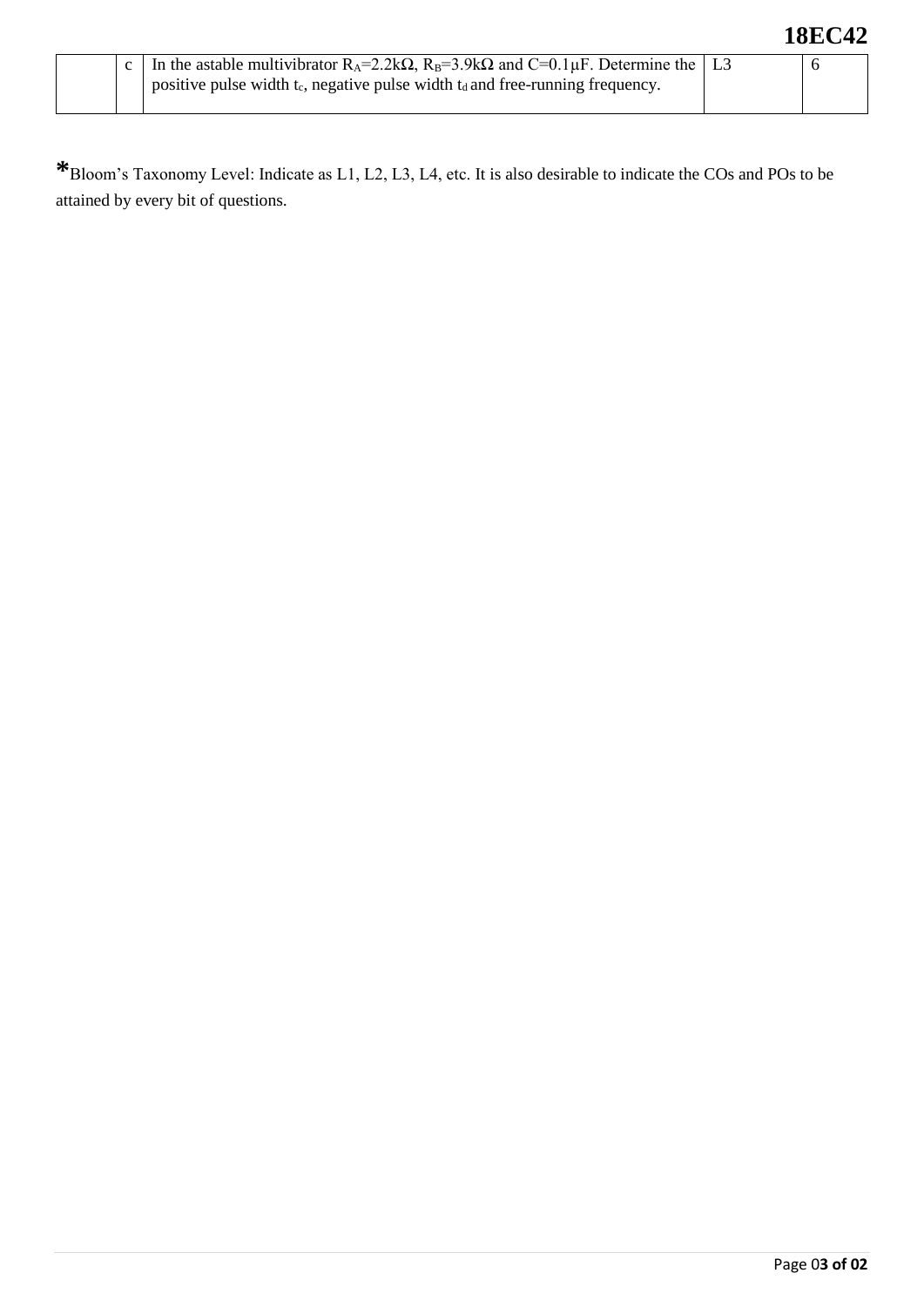| | | | | |
|---|---|---|---|---|
| | c | In the astable multivibrator $R_A$=2.2kΩ, $R_B$=3.9kΩ and C=0.1μF. Determine the positive pulse width $t_c$, negative pulse width $t_d$ and free-running frequency. | L3 | 6 |

*Bloom's Taxonomy Level: Indicate as L1, L2, L3, L4, etc. It is also desirable to indicate the COs and POs to be attained by every bit of questions.